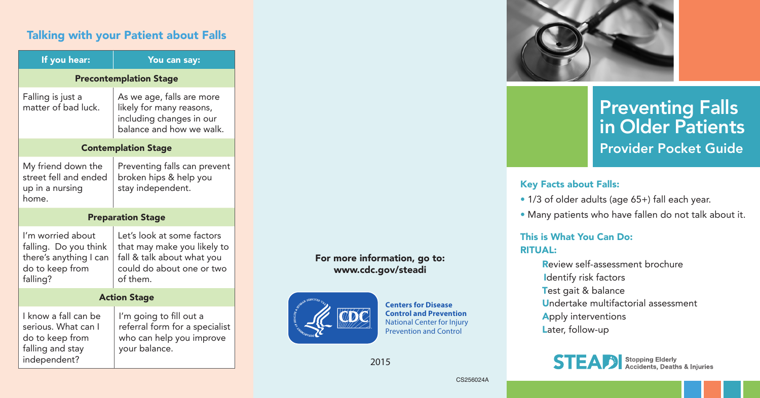## Talking with your Patient about Falls

| If you hear: | You can say: |
|---|---|
| **Precontemplation Stage** | |
| Falling is just a matter of bad luck. | As we age, falls are more likely for many reasons, including changes in our balance and how we walk. |
| **Contemplation Stage** | |
| My friend down the street fell and ended up in a nursing home. | Preventing falls can prevent broken hips & help you stay independent. |
| **Preparation Stage** | |
| I'm worried about falling. Do you think there's anything I can do to keep from falling? | Let's look at some factors that may make you likely to fall & talk about what you could do about one or two of them. |
| **Action Stage** | |
| I know a fall can be serious. What can I do to keep from falling and stay independent? | I'm going to fill out a referral form for a specialist who can help you improve your balance. |

**For more information, go to: www.cdc.gov/steadi**

**Centers for Disease Control and Prevention**
National Center for Injury Prevention and Control

2015

CS256024A

# Preventing Falls in Older Patients

## Provider Pocket Guide

### Key Facts about Falls:

- 1/3 of older adults (age 65+) fall each year.
- Many patients who have fallen do not talk about it.

### This is What You Can Do:

**RITUAL:**

**R**eview self-assessment brochure
**I**dentify risk factors
**T**est gait & balance
**U**ndertake multifactorial assessment
**A**pply interventions
**L**ater, follow-up

**STEADI** Stopping Elderly Accidents, Deaths & Injuries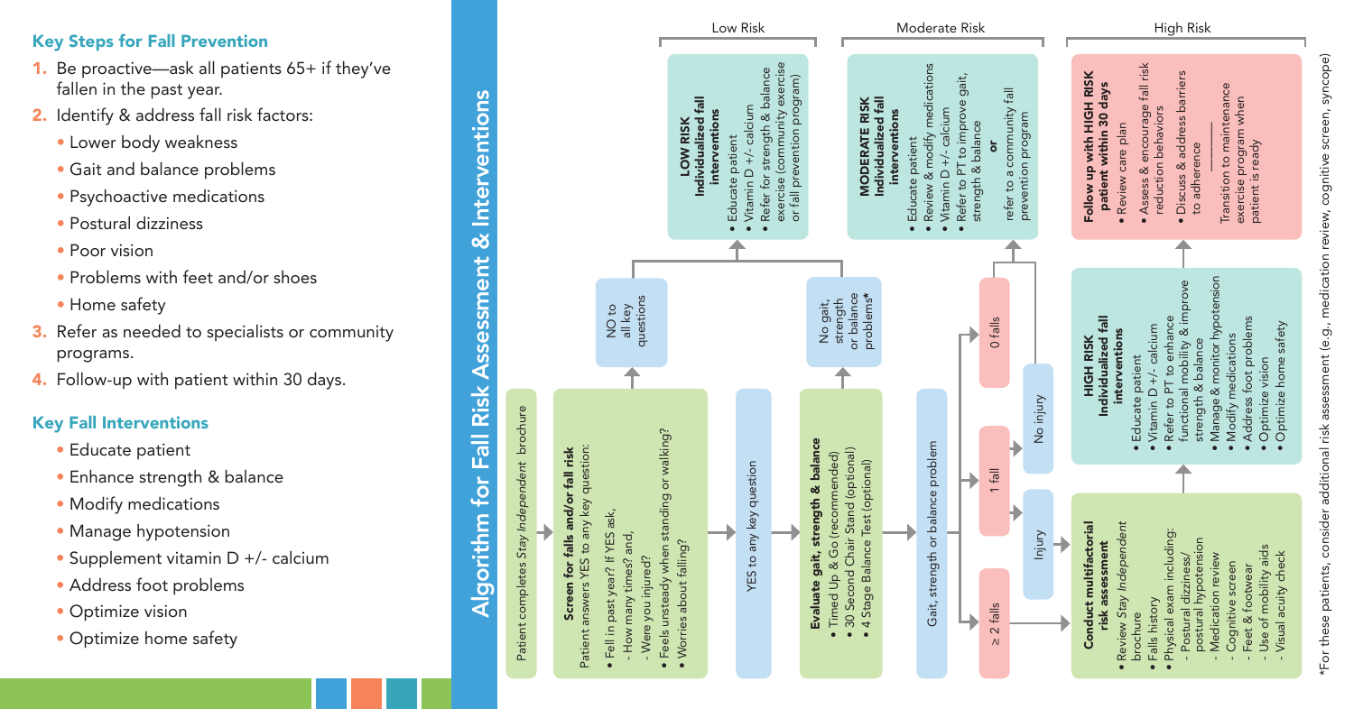## Key Steps for Fall Prevention

1. Be proactive—ask all patients 65+ if they've fallen in the past year.
2. Identify & address fall risk factors:
   - Lower body weakness
   - Gait and balance problems
   - Psychoactive medications
   - Postural dizziness
   - Poor vision
   - Problems with feet and/or shoes
   - Home safety
3. Refer as needed to specialists or community programs.
4. Follow-up with patient within 30 days.

## Key Fall Interventions

- Educate patient
- Enhance strength & balance
- Modify medications
- Manage hypotension
- Supplement vitamin D +/- calcium
- Address foot problems
- Optimize vision
- Optimize home safety

# Algorithm for Fall Risk Assessment & Interventions

Patient completes *Stay Independent* brochure

**Screen for falls and/or fall risk**
Patient answers YES to any key question:
- Fell in past year? If YES ask,
  - How many times? and,
  - Were you injured?
- Feels unsteady when standing or walking?
- Worries about falling?

NO to all key questions

YES to any key question

**Evaluate gait, strength & balance**
- Timed Up & Go (recommended)
- 30 Second Chair Stand (optional)
- 4 Stage Balance Test (optional)

No gait, strength or balance problems*

Gait, strength or balance problem

0 falls

1 fall

≥ 2 falls

No injury

Injury

Low Risk

**LOW RISK Individualized fall interventions**
- Educate patient
- Vitamin D +/- calcium
- Refer for strength & balance exercise (community exercise or fall prevention program)

Moderate Risk

**MODERATE RISK Individualized fall interventions**
- Educate patient
- Review & modify medications
- Vitamin D +/- calcium
- Refer to PT to improve gait, strength & balance

**or**

refer to a community fall prevention program

High Risk

**Conduct multifactorial risk assessment**
- Review *Stay Independent* brochure
- Falls history
- Physical exam including:
  - Postural dizziness/postural hypotension
  - Medication review
  - Cognitive screen
  - Feet & footwear
  - Use of mobility aids
  - Visual acuity check

**HIGH RISK Individualized fall interventions**
- Educate patient
- Vitamin D +/- calcium
- Refer to PT to enhance functional mobility & improve strength & balance
- Manage & monitor hypotension
- Modify medications
- Address foot problems
- Optimize vision
- Optimize home safety

**Follow up with HIGH RISK patient within 30 days**
- Review care plan
- Assess & encourage fall risk reduction behaviors
- Discuss & address barriers to adherence

Transition to maintenance exercise program when patient is ready

*For these patients, consider additional risk assessment (e.g., medication review, cognitive screen, syncope)